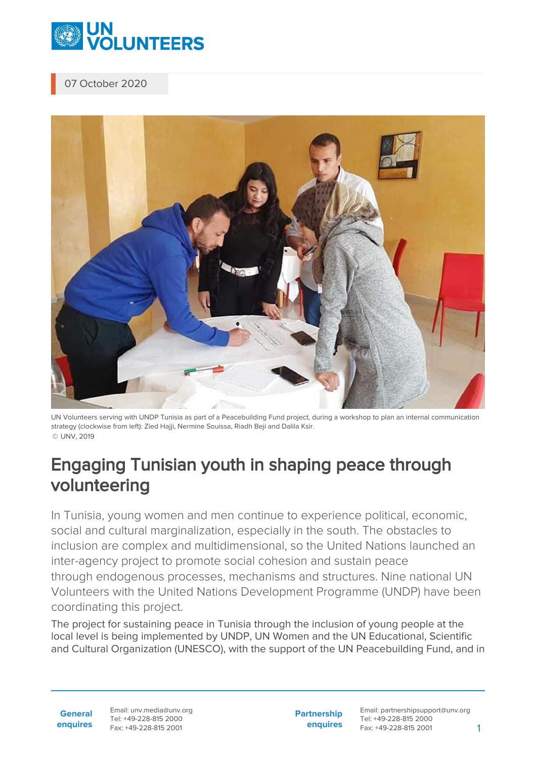07 October 2020

UN Volunteers serving with UNDP Tunisia as part of a Peacebuilding Fund project, during a workshop to plan an internal communication strategy (clockwise from left): Zied Hajji, Nermine Souissa, Riadh Beji and Dalila Ksir.
© UNV, 2019

# Engaging Tunisian youth in shaping peace through volunteering

In Tunisia, young women and men continue to experience political, economic, social and cultural marginalization, especially in the south. The obstacles to inclusion are complex and multidimensional, so the United Nations launched an inter-agency project to promote social cohesion and sustain peace through endogenous processes, mechanisms and structures. Nine national UN Volunteers with the United Nations Development Programme (UNDP) have been coordinating this project.

The project for sustaining peace in Tunisia through the inclusion of young people at the local level is being implemented by UNDP, UN Women and the UN Educational, Scientific and Cultural Organization (UNESCO), with the support of the UN Peacebuilding Fund, and in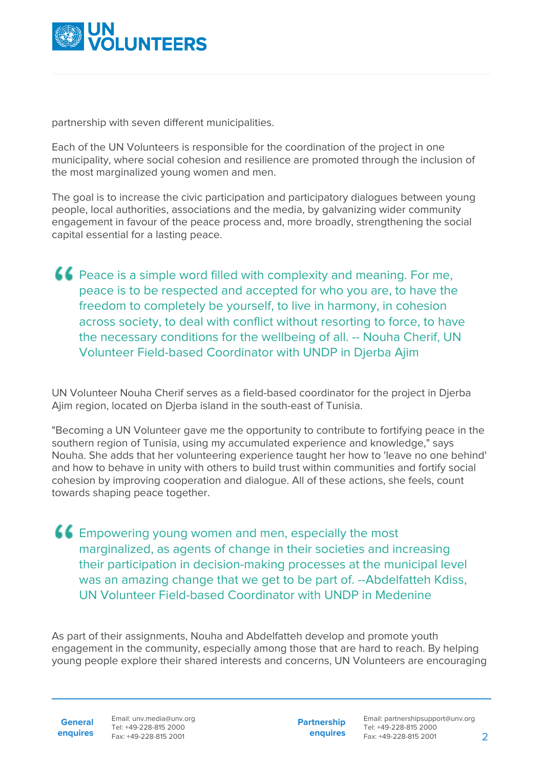partnership with seven different municipalities.

Each of the UN Volunteers is responsible for the coordination of the project in one municipality, where social cohesion and resilience are promoted through the inclusion of the most marginalized young women and men.

The goal is to increase the civic participation and participatory dialogues between young people, local authorities, associations and the media, by galvanizing wider community engagement in favour of the peace process and, more broadly, strengthening the social capital essential for a lasting peace.

> Peace is a simple word filled with complexity and meaning. For me, peace is to be respected and accepted for who you are, to have the freedom to completely be yourself, to live in harmony, in cohesion across society, to deal with conflict without resorting to force, to have the necessary conditions for the wellbeing of all. -- Nouha Cherif, UN Volunteer Field-based Coordinator with UNDP in Djerba Ajim

UN Volunteer Nouha Cherif serves as a field-based coordinator for the project in Djerba Ajim region, located on Djerba island in the south-east of Tunisia.

"Becoming a UN Volunteer gave me the opportunity to contribute to fortifying peace in the southern region of Tunisia, using my accumulated experience and knowledge," says Nouha. She adds that her volunteering experience taught her how to 'leave no one behind' and how to behave in unity with others to build trust within communities and fortify social cohesion by improving cooperation and dialogue. All of these actions, she feels, count towards shaping peace together.

> Empowering young women and men, especially the most marginalized, as agents of change in their societies and increasing their participation in decision-making processes at the municipal level was an amazing change that we get to be part of. --Abdelfatteh Kdiss, UN Volunteer Field-based Coordinator with UNDP in Medenine

As part of their assignments, Nouha and Abdelfatteh develop and promote youth engagement in the community, especially among those that are hard to reach. By helping young people explore their shared interests and concerns, UN Volunteers are encouraging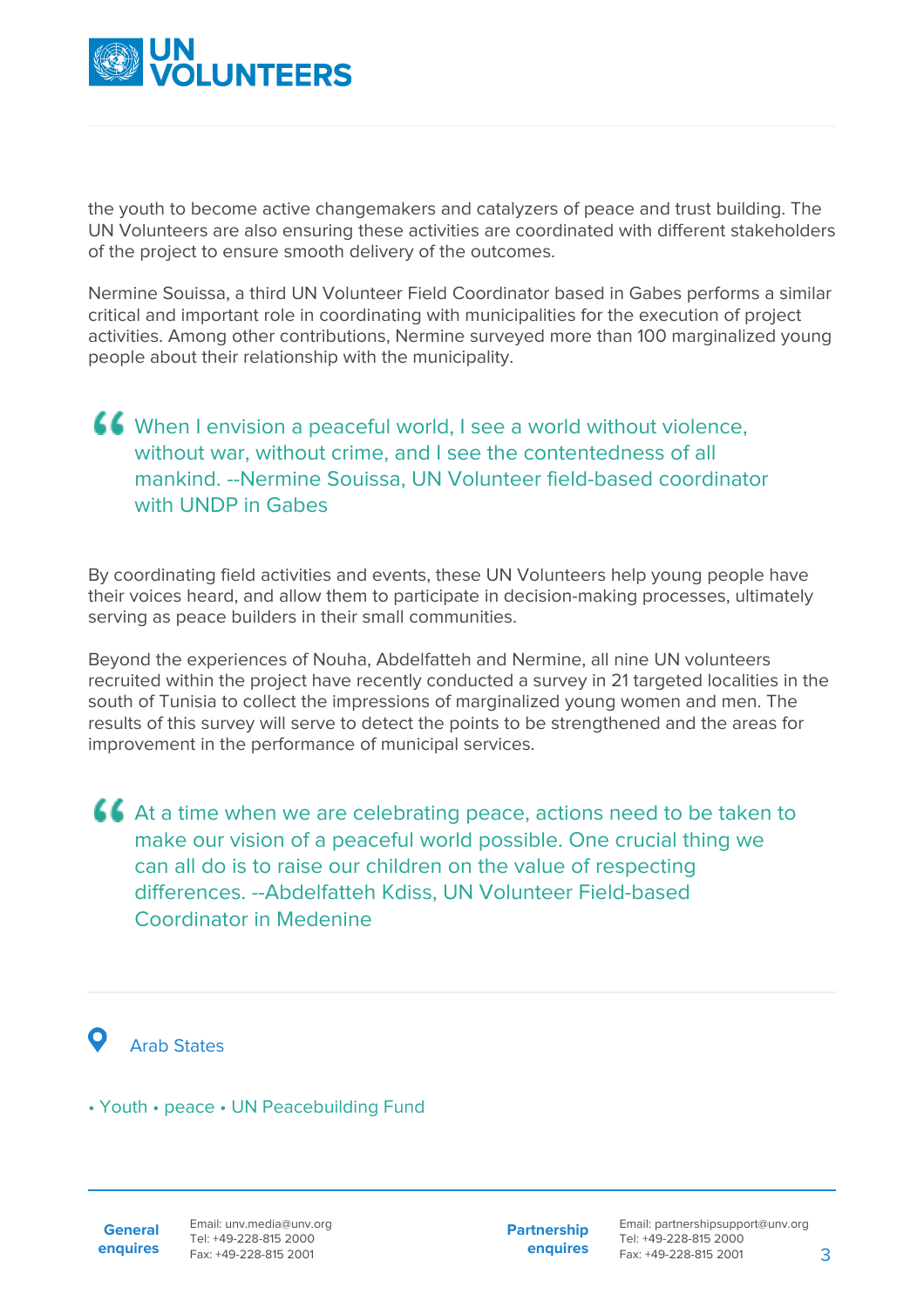the youth to become active changemakers and catalyzers of peace and trust building. The UN Volunteers are also ensuring these activities are coordinated with different stakeholders of the project to ensure smooth delivery of the outcomes.

Nermine Souissa, a third UN Volunteer Field Coordinator based in Gabes performs a similar critical and important role in coordinating with municipalities for the execution of project activities. Among other contributions, Nermine surveyed more than 100 marginalized young people about their relationship with the municipality.

> When I envision a peaceful world, I see a world without violence, without war, without crime, and I see the contentedness of all mankind. --Nermine Souissa, UN Volunteer field-based coordinator with UNDP in Gabes

By coordinating field activities and events, these UN Volunteers help young people have their voices heard, and allow them to participate in decision-making processes, ultimately serving as peace builders in their small communities.

Beyond the experiences of Nouha, Abdelfatteh and Nermine, all nine UN volunteers recruited within the project have recently conducted a survey in 21 targeted localities in the south of Tunisia to collect the impressions of marginalized young women and men. The results of this survey will serve to detect the points to be strengthened and the areas for improvement in the performance of municipal services.

> At a time when we are celebrating peace, actions need to be taken to make our vision of a peaceful world possible. One crucial thing we can all do is to raise our children on the value of respecting differences. --Abdelfatteh Kdiss, UN Volunteer Field-based Coordinator in Medenine

Arab States

• Youth • peace • UN Peacebuilding Fund

**General enquires** Email: unv.media@unv.org Tel: +49-228-815 2000 Fax: +49-228-815 2001

**Partnership enquires** Email: partnershipsupport@unv.org Tel: +49-228-815 2000 Fax: +49-228-815 2001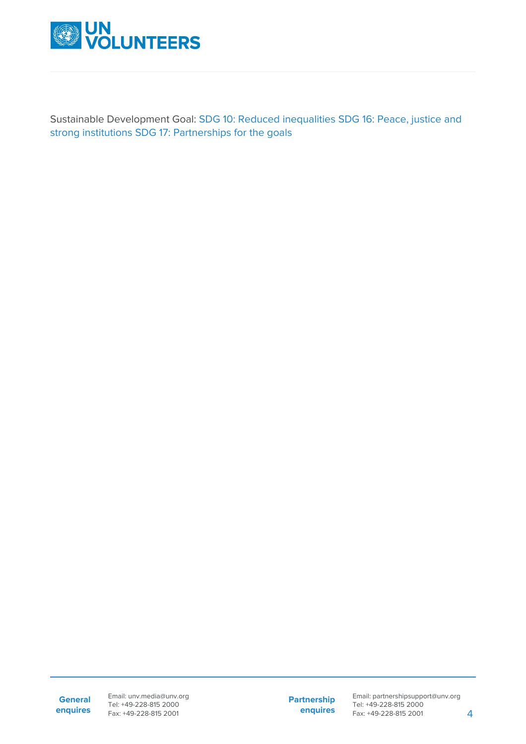Sustainable Development Goal: SDG 10: Reduced inequalities SDG 16: Peace, justice and strong institutions SDG 17: Partnerships for the goals